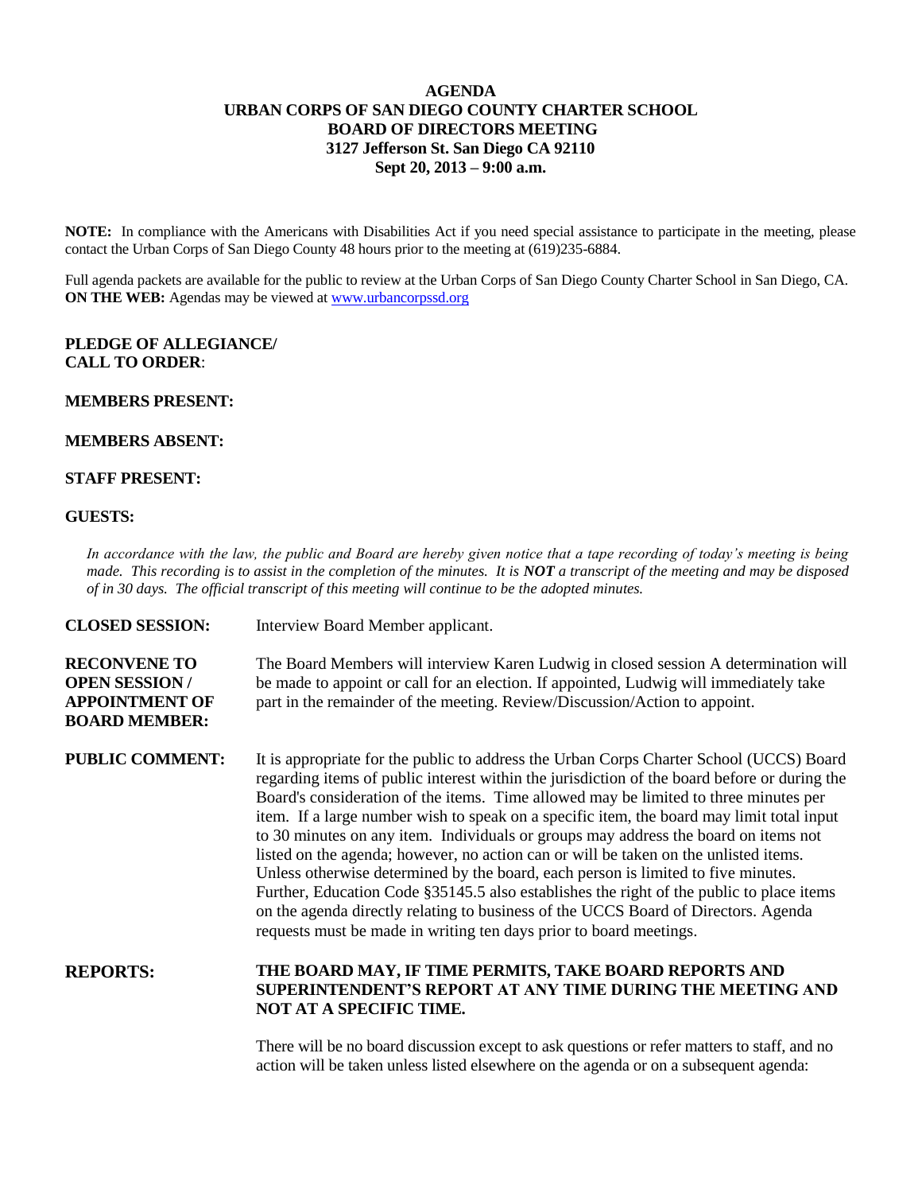# AGENDA
## URBAN CORPS OF SAN DIEGO COUNTY CHARTER SCHOOL
## BOARD OF DIRECTORS MEETING
## 3127 Jefferson St. San Diego CA 92110
## Sept 20, 2013 – 9:00 a.m.

**NOTE:** In compliance with the Americans with Disabilities Act if you need special assistance to participate in the meeting, please contact the Urban Corps of San Diego County 48 hours prior to the meeting at (619)235-6884.

Full agenda packets are available for the public to review at the Urban Corps of San Diego County Charter School in San Diego, CA.
**ON THE WEB:** Agendas may be viewed at www.urbancorpssd.org

**PLEDGE OF ALLEGIANCE/**
**CALL TO ORDER**:

**MEMBERS PRESENT:**

**MEMBERS ABSENT:**

**STAFF PRESENT:**

**GUESTS:**

*In accordance with the law, the public and Board are hereby given notice that a tape recording of today's meeting is being made. This recording is to assist in the completion of the minutes. It is **NOT** a transcript of the meeting and may be disposed of in 30 days. The official transcript of this meeting will continue to be the adopted minutes.*

**CLOSED SESSION:** Interview Board Member applicant.

**RECONVENE TO OPEN SESSION / APPOINTMENT OF BOARD MEMBER:** The Board Members will interview Karen Ludwig in closed session A determination will be made to appoint or call for an election. If appointed, Ludwig will immediately take part in the remainder of the meeting. Review/Discussion/Action to appoint.

**PUBLIC COMMENT:** It is appropriate for the public to address the Urban Corps Charter School (UCCS) Board regarding items of public interest within the jurisdiction of the board before or during the Board's consideration of the items. Time allowed may be limited to three minutes per item. If a large number wish to speak on a specific item, the board may limit total input to 30 minutes on any item. Individuals or groups may address the board on items not listed on the agenda; however, no action can or will be taken on the unlisted items. Unless otherwise determined by the board, each person is limited to five minutes. Further, Education Code §35145.5 also establishes the right of the public to place items on the agenda directly relating to business of the UCCS Board of Directors. Agenda requests must be made in writing ten days prior to board meetings.

## REPORTS:

**THE BOARD MAY, IF TIME PERMITS, TAKE BOARD REPORTS AND SUPERINTENDENT'S REPORT AT ANY TIME DURING THE MEETING AND NOT AT A SPECIFIC TIME.**

There will be no board discussion except to ask questions or refer matters to staff, and no action will be taken unless listed elsewhere on the agenda or on a subsequent agenda: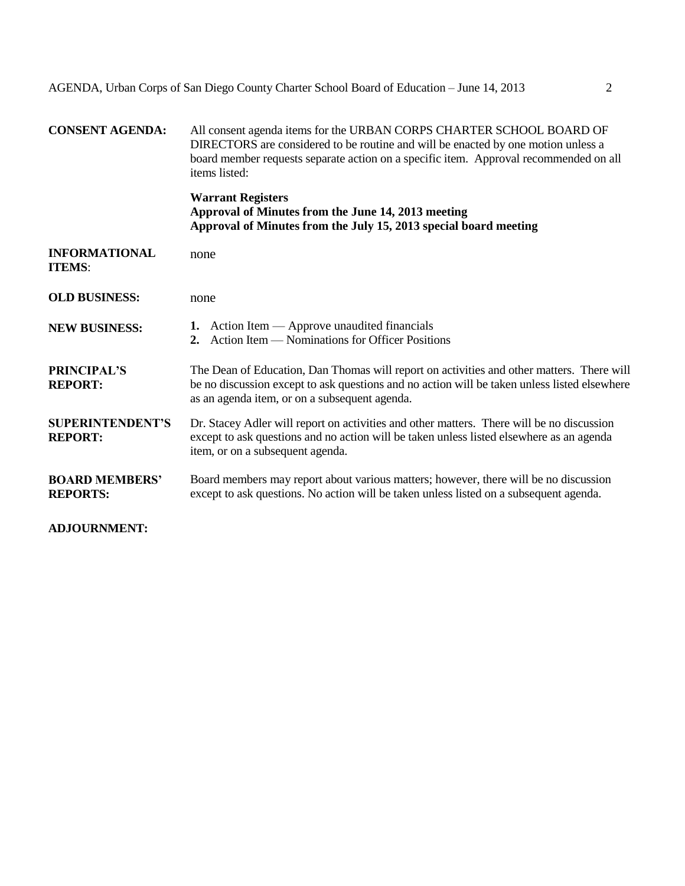**CONSENT AGENDA:** All consent agenda items for the URBAN CORPS CHARTER SCHOOL BOARD OF DIRECTORS are considered to be routine and will be enacted by one motion unless a board member requests separate action on a specific item. Approval recommended on all items listed:

**Warrant Registers**
**Approval of Minutes from the June 14, 2013 meeting**
**Approval of Minutes from the July 15, 2013 special board meeting**

**INFORMATIONAL ITEMS**: none

**OLD BUSINESS:** none

**NEW BUSINESS:**

1. Action Item — Approve unaudited financials
2. Action Item — Nominations for Officer Positions

**PRINCIPAL'S REPORT:** The Dean of Education, Dan Thomas will report on activities and other matters. There will be no discussion except to ask questions and no action will be taken unless listed elsewhere as an agenda item, or on a subsequent agenda.

**SUPERINTENDENT'S REPORT:** Dr. Stacey Adler will report on activities and other matters. There will be no discussion except to ask questions and no action will be taken unless listed elsewhere as an agenda item, or on a subsequent agenda.

**BOARD MEMBERS' REPORTS:** Board members may report about various matters; however, there will be no discussion except to ask questions. No action will be taken unless listed on a subsequent agenda.

**ADJOURNMENT:**